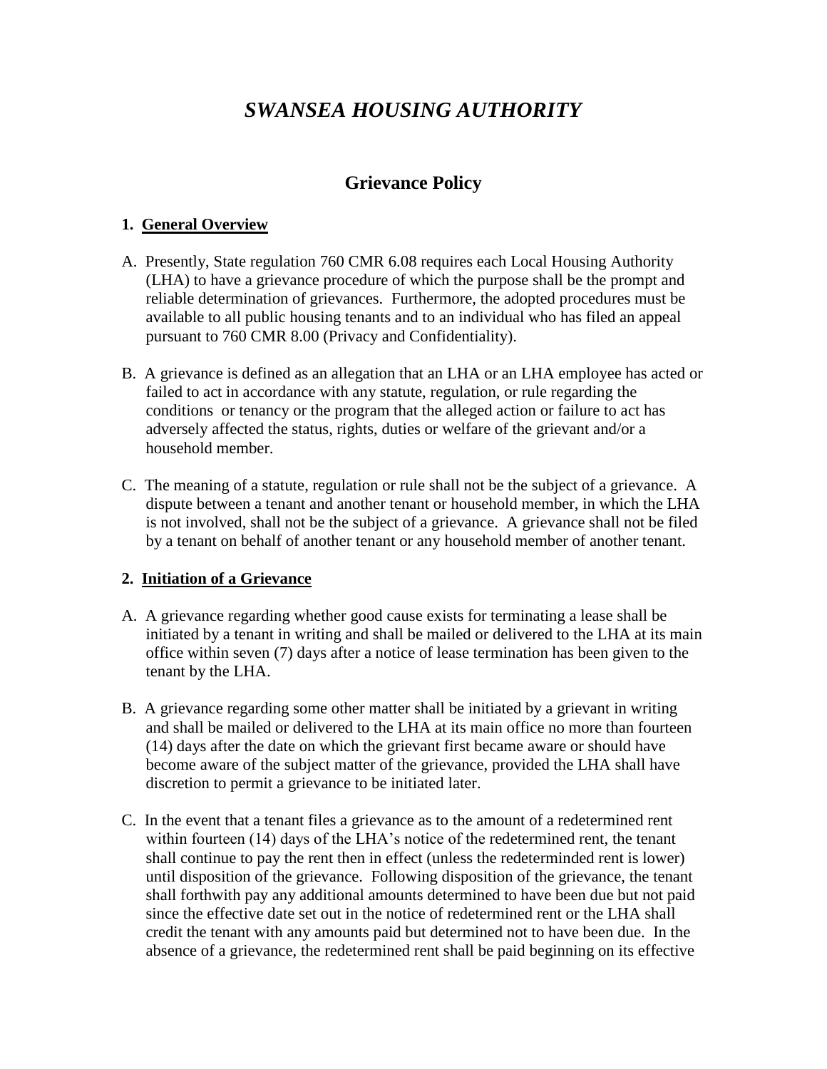# *SWANSEA HOUSING AUTHORITY*

## Grievance Policy

### 1. General Overview

A. Presently, State regulation 760 CMR 6.08 requires each Local Housing Authority (LHA) to have a grievance procedure of which the purpose shall be the prompt and reliable determination of grievances. Furthermore, the adopted procedures must be available to all public housing tenants and to an individual who has filed an appeal pursuant to 760 CMR 8.00 (Privacy and Confidentiality).

B. A grievance is defined as an allegation that an LHA or an LHA employee has acted or failed to act in accordance with any statute, regulation, or rule regarding the conditions or tenancy or the program that the alleged action or failure to act has adversely affected the status, rights, duties or welfare of the grievant and/or a household member.

C. The meaning of a statute, regulation or rule shall not be the subject of a grievance. A dispute between a tenant and another tenant or household member, in which the LHA is not involved, shall not be the subject of a grievance. A grievance shall not be filed by a tenant on behalf of another tenant or any household member of another tenant.

### 2. Initiation of a Grievance

A. A grievance regarding whether good cause exists for terminating a lease shall be initiated by a tenant in writing and shall be mailed or delivered to the LHA at its main office within seven (7) days after a notice of lease termination has been given to the tenant by the LHA.

B. A grievance regarding some other matter shall be initiated by a grievant in writing and shall be mailed or delivered to the LHA at its main office no more than fourteen (14) days after the date on which the grievant first became aware or should have become aware of the subject matter of the grievance, provided the LHA shall have discretion to permit a grievance to be initiated later.

C. In the event that a tenant files a grievance as to the amount of a redetermined rent within fourteen (14) days of the LHA's notice of the redetermined rent, the tenant shall continue to pay the rent then in effect (unless the redeterminded rent is lower) until disposition of the grievance. Following disposition of the grievance, the tenant shall forthwith pay any additional amounts determined to have been due but not paid since the effective date set out in the notice of redetermined rent or the LHA shall credit the tenant with any amounts paid but determined not to have been due. In the absence of a grievance, the redetermined rent shall be paid beginning on its effective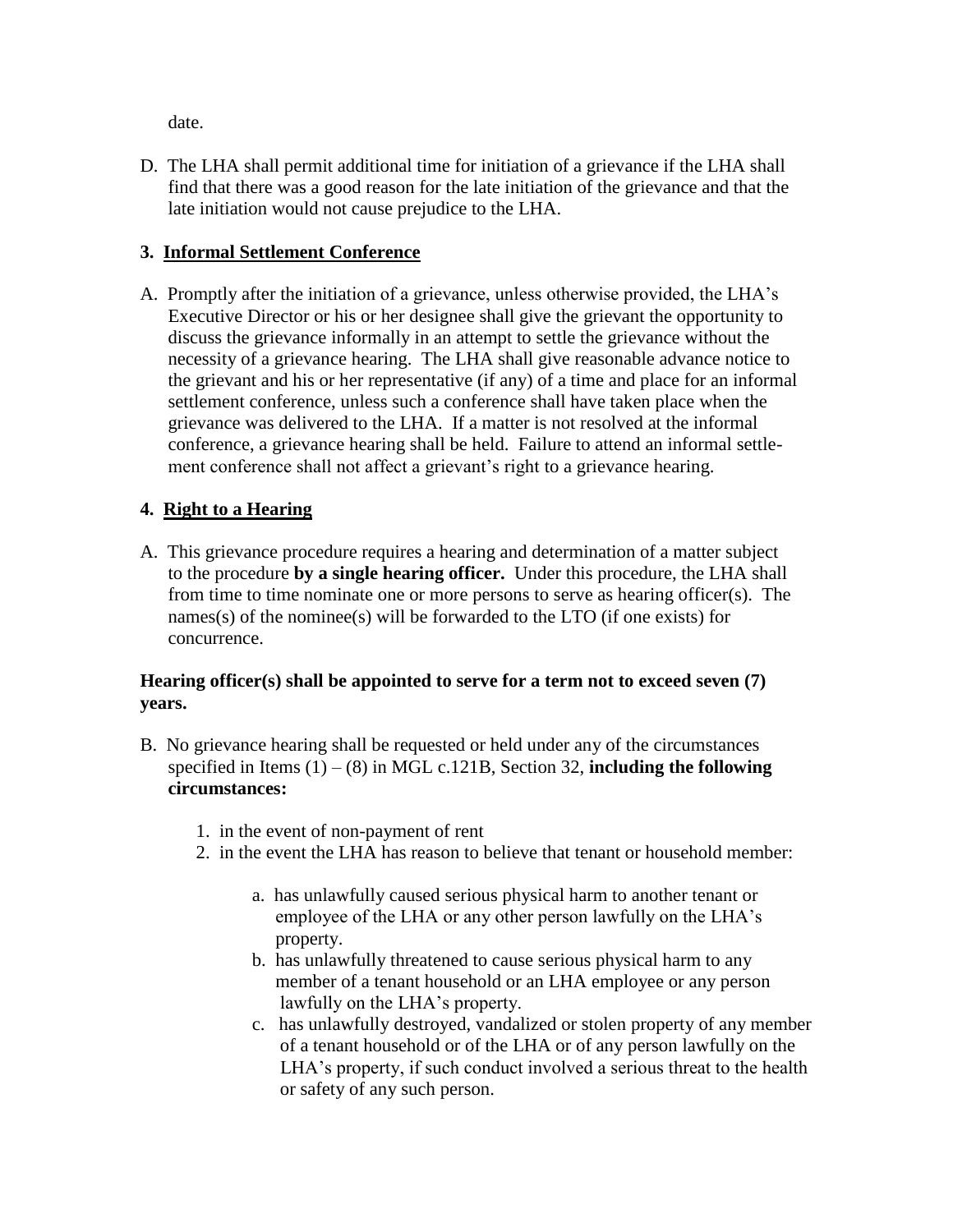date.

D. The LHA shall permit additional time for initiation of a grievance if the LHA shall find that there was a good reason for the late initiation of the grievance and that the late initiation would not cause prejudice to the LHA.

### 3. Informal Settlement Conference

A. Promptly after the initiation of a grievance, unless otherwise provided, the LHA's Executive Director or his or her designee shall give the grievant the opportunity to discuss the grievance informally in an attempt to settle the grievance without the necessity of a grievance hearing. The LHA shall give reasonable advance notice to the grievant and his or her representative (if any) of a time and place for an informal settlement conference, unless such a conference shall have taken place when the grievance was delivered to the LHA. If a matter is not resolved at the informal conference, a grievance hearing shall be held. Failure to attend an informal settlement conference shall not affect a grievant's right to a grievance hearing.

### 4. Right to a Hearing

A. This grievance procedure requires a hearing and determination of a matter subject to the procedure **by a single hearing officer.** Under this procedure, the LHA shall from time to time nominate one or more persons to serve as hearing officer(s). The names(s) of the nominee(s) will be forwarded to the LTO (if one exists) for concurrence.

**Hearing officer(s) shall be appointed to serve for a term not to exceed seven (7) years.**

B. No grievance hearing shall be requested or held under any of the circumstances specified in Items (1) – (8) in MGL c.121B, Section 32, **including the following circumstances:**

1. in the event of non-payment of rent
2. in the event the LHA has reason to believe that tenant or household member:
    a. has unlawfully caused serious physical harm to another tenant or employee of the LHA or any other person lawfully on the LHA's property.
    b. has unlawfully threatened to cause serious physical harm to any member of a tenant household or an LHA employee or any person lawfully on the LHA's property.
    c. has unlawfully destroyed, vandalized or stolen property of any member of a tenant household or of the LHA or of any person lawfully on the LHA's property, if such conduct involved a serious threat to the health or safety of any such person.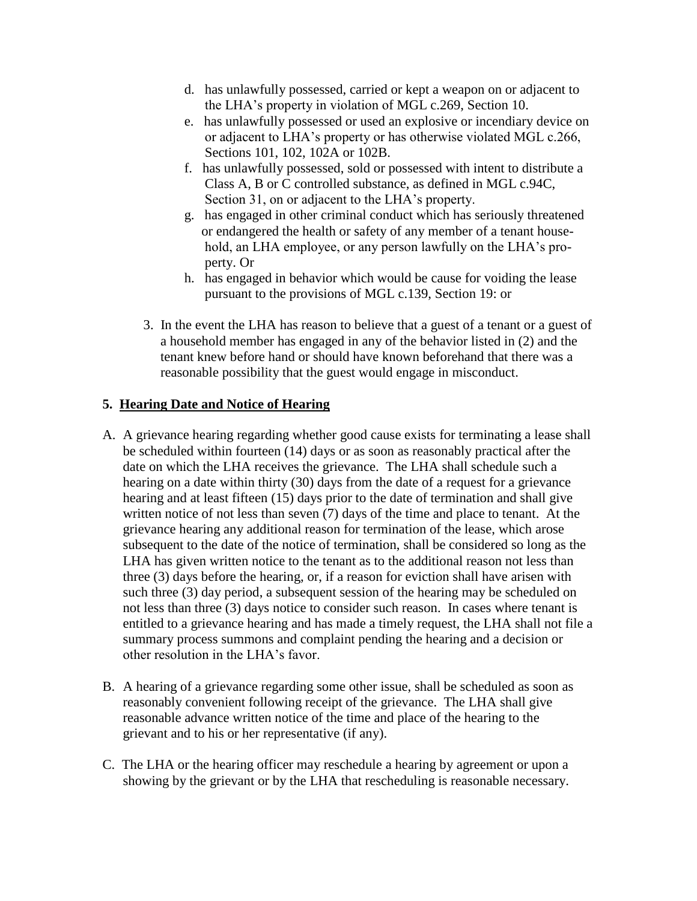d. has unlawfully possessed, carried or kept a weapon on or adjacent to the LHA's property in violation of MGL c.269, Section 10.
e. has unlawfully possessed or used an explosive or incendiary device on or adjacent to LHA's property or has otherwise violated MGL c.266, Sections 101, 102, 102A or 102B.
f. has unlawfully possessed, sold or possessed with intent to distribute a Class A, B or C controlled substance, as defined in MGL c.94C, Section 31, on or adjacent to the LHA's property.
g. has engaged in other criminal conduct which has seriously threatened or endangered the health or safety of any member of a tenant household, an LHA employee, or any person lawfully on the LHA's property. Or
h. has engaged in behavior which would be cause for voiding the lease pursuant to the provisions of MGL c.139, Section 19: or

3. In the event the LHA has reason to believe that a guest of a tenant or a guest of a household member has engaged in any of the behavior listed in (2) and the tenant knew before hand or should have known beforehand that there was a reasonable possibility that the guest would engage in misconduct.

## 5. Hearing Date and Notice of Hearing

A. A grievance hearing regarding whether good cause exists for terminating a lease shall be scheduled within fourteen (14) days or as soon as reasonably practical after the date on which the LHA receives the grievance. The LHA shall schedule such a hearing on a date within thirty (30) days from the date of a request for a grievance hearing and at least fifteen (15) days prior to the date of termination and shall give written notice of not less than seven (7) days of the time and place to tenant. At the grievance hearing any additional reason for termination of the lease, which arose subsequent to the date of the notice of termination, shall be considered so long as the LHA has given written notice to the tenant as to the additional reason not less than three (3) days before the hearing, or, if a reason for eviction shall have arisen with such three (3) day period, a subsequent session of the hearing may be scheduled on not less than three (3) days notice to consider such reason. In cases where tenant is entitled to a grievance hearing and has made a timely request, the LHA shall not file a summary process summons and complaint pending the hearing and a decision or other resolution in the LHA's favor.

B. A hearing of a grievance regarding some other issue, shall be scheduled as soon as reasonably convenient following receipt of the grievance. The LHA shall give reasonable advance written notice of the time and place of the hearing to the grievant and to his or her representative (if any).

C. The LHA or the hearing officer may reschedule a hearing by agreement or upon a showing by the grievant or by the LHA that rescheduling is reasonable necessary.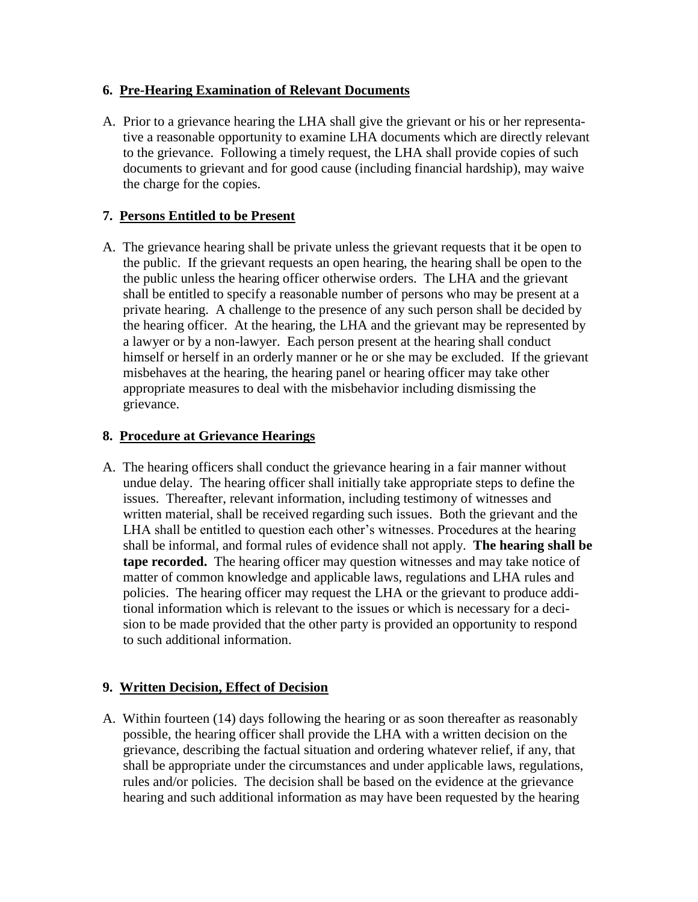### 6. Pre-Hearing Examination of Relevant Documents

A. Prior to a grievance hearing the LHA shall give the grievant or his or her representative a reasonable opportunity to examine LHA documents which are directly relevant to the grievance. Following a timely request, the LHA shall provide copies of such documents to grievant and for good cause (including financial hardship), may waive the charge for the copies.

### 7. Persons Entitled to be Present

A. The grievance hearing shall be private unless the grievant requests that it be open to the public. If the grievant requests an open hearing, the hearing shall be open to the the public unless the hearing officer otherwise orders. The LHA and the grievant shall be entitled to specify a reasonable number of persons who may be present at a private hearing. A challenge to the presence of any such person shall be decided by the hearing officer. At the hearing, the LHA and the grievant may be represented by a lawyer or by a non-lawyer. Each person present at the hearing shall conduct himself or herself in an orderly manner or he or she may be excluded. If the grievant misbehaves at the hearing, the hearing panel or hearing officer may take other appropriate measures to deal with the misbehavior including dismissing the grievance.

### 8. Procedure at Grievance Hearings

A. The hearing officers shall conduct the grievance hearing in a fair manner without undue delay. The hearing officer shall initially take appropriate steps to define the issues. Thereafter, relevant information, including testimony of witnesses and written material, shall be received regarding such issues. Both the grievant and the LHA shall be entitled to question each other's witnesses. Procedures at the hearing shall be informal, and formal rules of evidence shall not apply. **The hearing shall be tape recorded.** The hearing officer may question witnesses and may take notice of matter of common knowledge and applicable laws, regulations and LHA rules and policies. The hearing officer may request the LHA or the grievant to produce additional information which is relevant to the issues or which is necessary for a decision to be made provided that the other party is provided an opportunity to respond to such additional information.

### 9. Written Decision, Effect of Decision

A. Within fourteen (14) days following the hearing or as soon thereafter as reasonably possible, the hearing officer shall provide the LHA with a written decision on the grievance, describing the factual situation and ordering whatever relief, if any, that shall be appropriate under the circumstances and under applicable laws, regulations, rules and/or policies. The decision shall be based on the evidence at the grievance hearing and such additional information as may have been requested by the hearing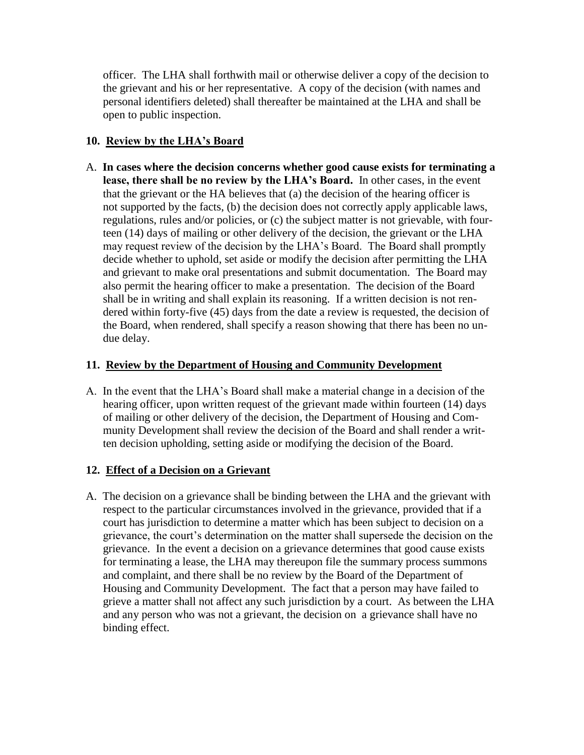officer. The LHA shall forthwith mail or otherwise deliver a copy of the decision to the grievant and his or her representative. A copy of the decision (with names and personal identifiers deleted) shall thereafter be maintained at the LHA and shall be open to public inspection.

## 10. Review by the LHA's Board

A. **In cases where the decision concerns whether good cause exists for terminating a lease, there shall be no review by the LHA's Board.** In other cases, in the event that the grievant or the HA believes that (a) the decision of the hearing officer is not supported by the facts, (b) the decision does not correctly apply applicable laws, regulations, rules and/or policies, or (c) the subject matter is not grievable, with fourteen (14) days of mailing or other delivery of the decision, the grievant or the LHA may request review of the decision by the LHA's Board. The Board shall promptly decide whether to uphold, set aside or modify the decision after permitting the LHA and grievant to make oral presentations and submit documentation. The Board may also permit the hearing officer to make a presentation. The decision of the Board shall be in writing and shall explain its reasoning. If a written decision is not rendered within forty-five (45) days from the date a review is requested, the decision of the Board, when rendered, shall specify a reason showing that there has been no undue delay.

## 11. Review by the Department of Housing and Community Development

A. In the event that the LHA's Board shall make a material change in a decision of the hearing officer, upon written request of the grievant made within fourteen (14) days of mailing or other delivery of the decision, the Department of Housing and Community Development shall review the decision of the Board and shall render a written decision upholding, setting aside or modifying the decision of the Board.

## 12. Effect of a Decision on a Grievant

A. The decision on a grievance shall be binding between the LHA and the grievant with respect to the particular circumstances involved in the grievance, provided that if a court has jurisdiction to determine a matter which has been subject to decision on a grievance, the court's determination on the matter shall supersede the decision on the grievance. In the event a decision on a grievance determines that good cause exists for terminating a lease, the LHA may thereupon file the summary process summons and complaint, and there shall be no review by the Board of the Department of Housing and Community Development. The fact that a person may have failed to grieve a matter shall not affect any such jurisdiction by a court. As between the LHA and any person who was not a grievant, the decision on a grievance shall have no binding effect.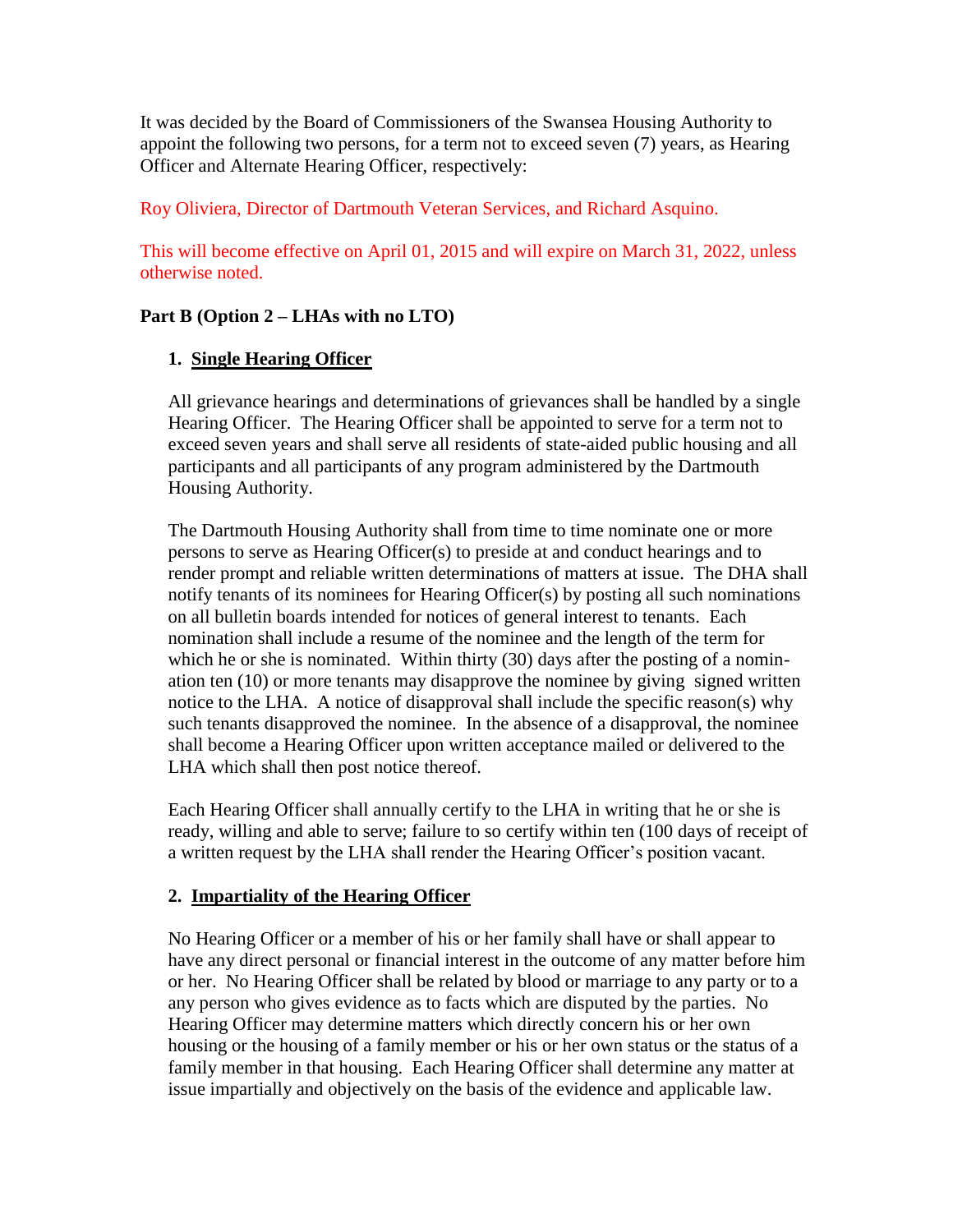It was decided by the Board of Commissioners of the Swansea Housing Authority to appoint the following two persons, for a term not to exceed seven (7) years, as Hearing Officer and Alternate Hearing Officer, respectively:

Roy Oliviera, Director of Dartmouth Veteran Services, and Richard Asquino.

This will become effective on April 01, 2015 and will expire on March 31, 2022, unless otherwise noted.

**Part B (Option 2 – LHAs with no LTO)**

1. **Single Hearing Officer**

   All grievance hearings and determinations of grievances shall be handled by a single Hearing Officer. The Hearing Officer shall be appointed to serve for a term not to exceed seven years and shall serve all residents of state-aided public housing and all participants and all participants of any program administered by the Dartmouth Housing Authority.

   The Dartmouth Housing Authority shall from time to time nominate one or more persons to serve as Hearing Officer(s) to preside at and conduct hearings and to render prompt and reliable written determinations of matters at issue. The DHA shall notify tenants of its nominees for Hearing Officer(s) by posting all such nominations on all bulletin boards intended for notices of general interest to tenants. Each nomination shall include a resume of the nominee and the length of the term for which he or she is nominated. Within thirty (30) days after the posting of a nomination ten (10) or more tenants may disapprove the nominee by giving signed written notice to the LHA. A notice of disapproval shall include the specific reason(s) why such tenants disapproved the nominee. In the absence of a disapproval, the nominee shall become a Hearing Officer upon written acceptance mailed or delivered to the LHA which shall then post notice thereof.

   Each Hearing Officer shall annually certify to the LHA in writing that he or she is ready, willing and able to serve; failure to so certify within ten (100 days of receipt of a written request by the LHA shall render the Hearing Officer's position vacant.

2. **Impartiality of the Hearing Officer**

   No Hearing Officer or a member of his or her family shall have or shall appear to have any direct personal or financial interest in the outcome of any matter before him or her. No Hearing Officer shall be related by blood or marriage to any party or to a any person who gives evidence as to facts which are disputed by the parties. No Hearing Officer may determine matters which directly concern his or her own housing or the housing of a family member or his or her own status or the status of a family member in that housing. Each Hearing Officer shall determine any matter at issue impartially and objectively on the basis of the evidence and applicable law.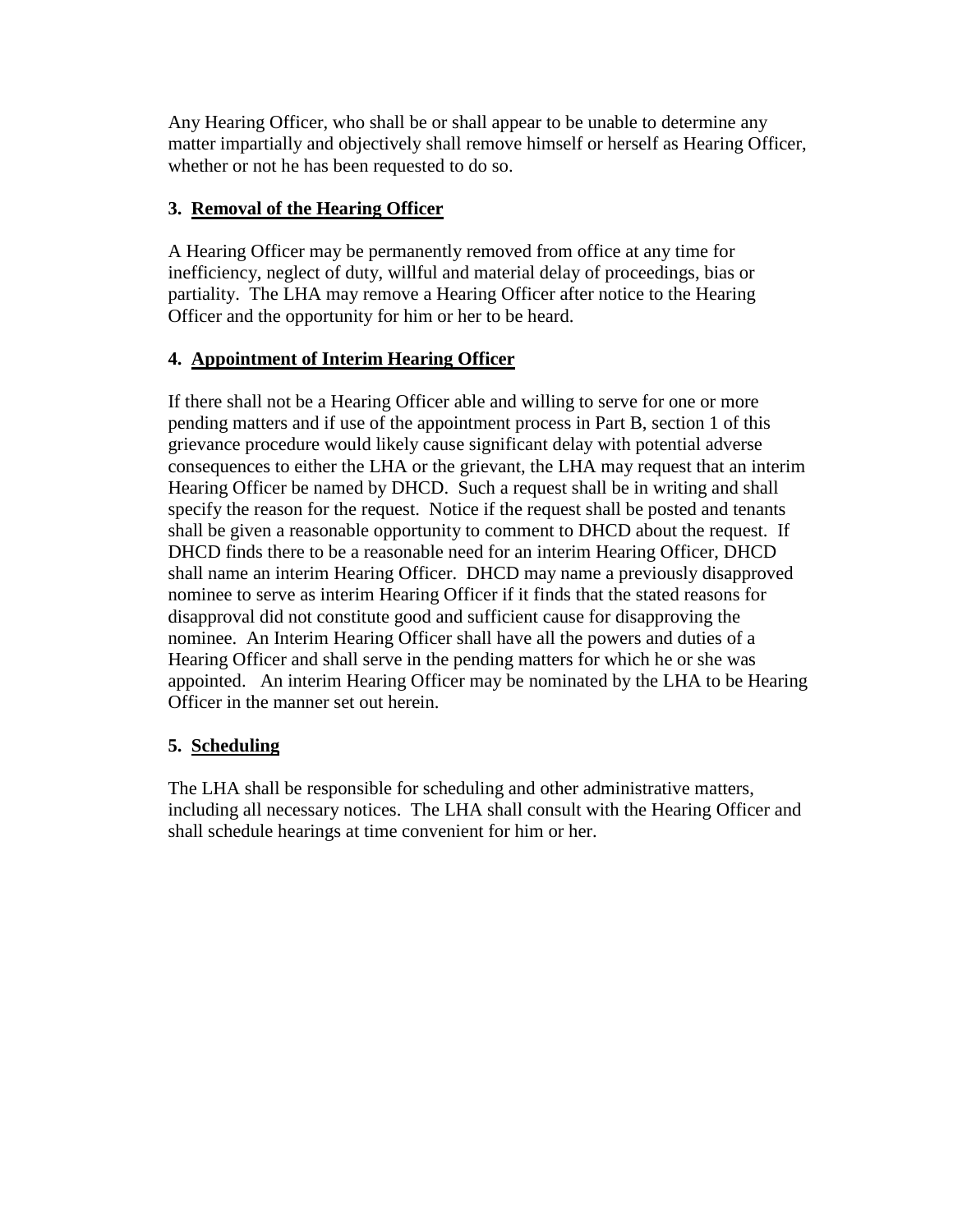Any Hearing Officer, who shall be or shall appear to be unable to determine any matter impartially and objectively shall remove himself or herself as Hearing Officer, whether or not he has been requested to do so.

### 3. Removal of the Hearing Officer

A Hearing Officer may be permanently removed from office at any time for inefficiency, neglect of duty, willful and material delay of proceedings, bias or partiality. The LHA may remove a Hearing Officer after notice to the Hearing Officer and the opportunity for him or her to be heard.

### 4. Appointment of Interim Hearing Officer

If there shall not be a Hearing Officer able and willing to serve for one or more pending matters and if use of the appointment process in Part B, section 1 of this grievance procedure would likely cause significant delay with potential adverse consequences to either the LHA or the grievant, the LHA may request that an interim Hearing Officer be named by DHCD. Such a request shall be in writing and shall specify the reason for the request. Notice if the request shall be posted and tenants shall be given a reasonable opportunity to comment to DHCD about the request. If DHCD finds there to be a reasonable need for an interim Hearing Officer, DHCD shall name an interim Hearing Officer. DHCD may name a previously disapproved nominee to serve as interim Hearing Officer if it finds that the stated reasons for disapproval did not constitute good and sufficient cause for disapproving the nominee. An Interim Hearing Officer shall have all the powers and duties of a Hearing Officer and shall serve in the pending matters for which he or she was appointed. An interim Hearing Officer may be nominated by the LHA to be Hearing Officer in the manner set out herein.

### 5. Scheduling

The LHA shall be responsible for scheduling and other administrative matters, including all necessary notices. The LHA shall consult with the Hearing Officer and shall schedule hearings at time convenient for him or her.